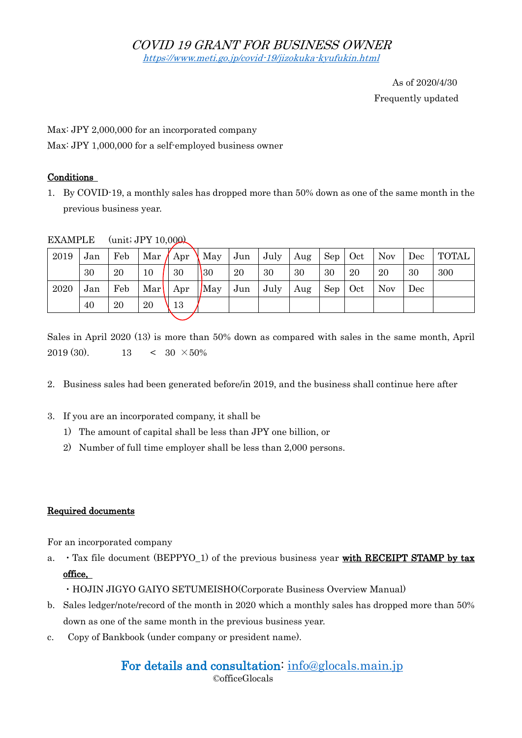# *COVID 19 GRANT FOR BUSINESS OWNER*

*https://www.meti.go.jp/covid-19/jizokuka-kyufukin.html*

As of 2020/4/30

Frequently updated

Max: JPY 2,000,000 for an incorporated company

Max: JPY 1,000,000 for a self-employed business owner

**Conditions**

1. By COVID-19, a monthly sales has dropped more than 50% down as one of the same month in the previous business year.

EXAMPLE (unit; JPY 10,000)

| 2019 | Jan | Feb | Mar | Apr | May | Jun | July | Aug | Sep | Oct | Nov | Dec | TOTAL |
|---|---|---|---|---|---|---|---|---|---|---|---|---|---|
| | 30 | 20 | 10 | 30 | 30 | 20 | 30 | 30 | 30 | 20 | 20 | 30 | 300 |
| 2020 | Jan | Feb | Mar | Apr | May | Jun | July | Aug | Sep | Oct | Nov | Dec | |
| | 40 | 20 | 20 | 13 | | | | | | | | | |

Sales in April 2020 (13) is more than 50% down as compared with sales in the same month, April 2019 (30). 13 < 30 ×50%

2. Business sales had been generated before/in 2019, and the business shall continue here after

3. If you are an incorporated company, it shall be
   1) The amount of capital shall be less than JPY one billion, or
   2) Number of full time employer shall be less than 2,000 persons.

**Required documents**

For an incorporated company

a. ・Tax file document (BEPPYO_1) of the previous business year **with RECEIPT STAMP by tax office,**
   ・HOJIN JIGYO GAIYO SETUMEISHO(Corporate Business Overview Manual)
b. Sales ledger/note/record of the month in 2020 which a monthly sales has dropped more than 50% down as one of the same month in the previous business year.
c. Copy of Bankbook (under company or president name).

**For details and consultation**: info@glocals.main.jp

©officeGlocals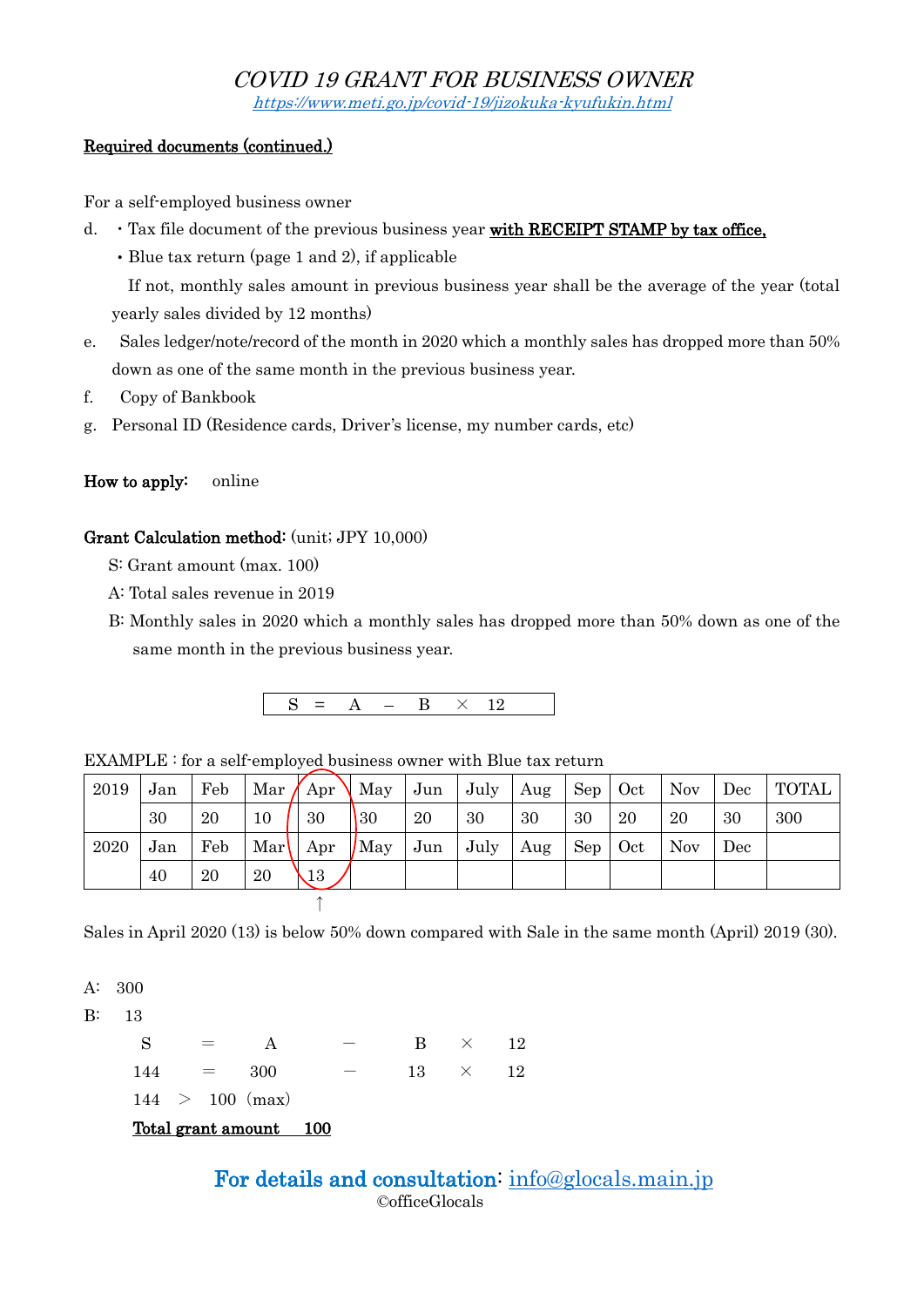# *COVID 19 GRANT FOR BUSINESS OWNER*

*https://www.meti.go.jp/covid-19/jizokuka-kyufukin.html*

**Required documents (continued.)**

For a self-employed business owner

d. ・Tax file document of the previous business year **with RECEIPT STAMP by tax office,**
   ・Blue tax return (page 1 and 2), if applicable
   If not, monthly sales amount in previous business year shall be the average of the year (total yearly sales divided by 12 months)

e. Sales ledger/note/record of the month in 2020 which a monthly sales has dropped more than 50% down as one of the same month in the previous business year.

f. Copy of Bankbook

g. Personal ID (Residence cards, Driver's license, my number cards, etc)

**How to apply:** online

**Grant Calculation method:** (unit; JPY 10,000)

S: Grant amount (max. 100)

A: Total sales revenue in 2019

B: Monthly sales in 2020 which a monthly sales has dropped more than 50% down as one of the same month in the previous business year.

$$S = A - B \times 12$$

EXAMPLE : for a self-employed business owner with Blue tax return

| | | | | | | | | | | | | | |
|---|---|---|---|---|---|---|---|---|---|---|---|---|---|
| 2019 | Jan | Feb | Mar | Apr | May | Jun | July | Aug | Sep | Oct | Nov | Dec | TOTAL |
| | 30 | 20 | 10 | 30 | 30 | 20 | 30 | 30 | 30 | 20 | 20 | 30 | 300 |
| 2020 | Jan | Feb | Mar | Apr | May | Jun | July | Aug | Sep | Oct | Nov | Dec | |
| | 40 | 20 | 20 | 13 | | | | | | | | | |

↑

Sales in April 2020 (13) is below 50% down compared with Sale in the same month (April) 2019 (30).

A: 300

B: 13

$$S = A - B \times 12$$

$$144 = 300 - 13 \times 12$$

$$144 > 100 \text{ (max)}$$

**Total grant amount 100**

**For details and consultation**: info@glocals.main.jp

©officeGlocals